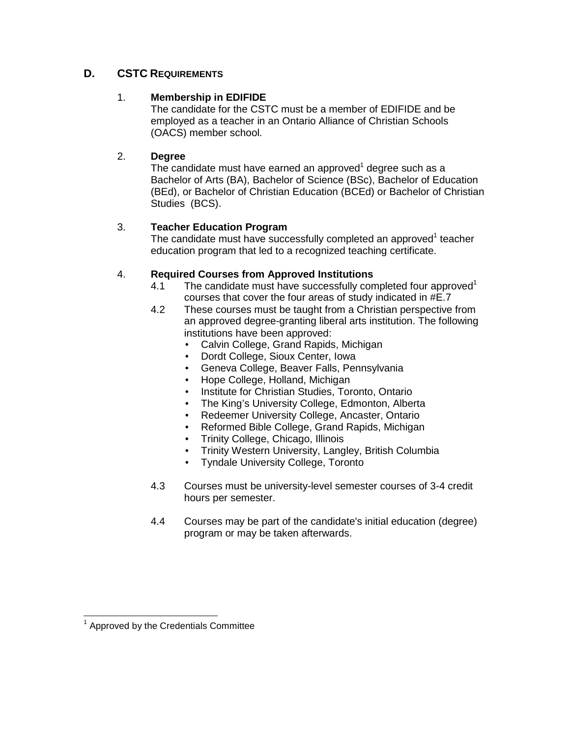## D. CSTC REQUIREMENTS

### 1. Membership in EDIFIDE

The candidate for the CSTC must be a member of EDIFIDE and be employed as a teacher in an Ontario Alliance of Christian Schools (OACS) member school.

### 2. Degree

The candidate must have earned an approved[1] degree such as a Bachelor of Arts (BA), Bachelor of Science (BSc), Bachelor of Education (BEd), or Bachelor of Christian Education (BCEd) or Bachelor of Christian Studies (BCS).

### 3. Teacher Education Program

The candidate must have successfully completed an approved[1] teacher education program that led to a recognized teaching certificate.

### 4. Required Courses from Approved Institutions

4.1 The candidate must have successfully completed four approved[1] courses that cover the four areas of study indicated in #E.7

4.2 These courses must be taught from a Christian perspective from an approved degree-granting liberal arts institution. The following institutions have been approved:

- Calvin College, Grand Rapids, Michigan
- Dordt College, Sioux Center, Iowa
- Geneva College, Beaver Falls, Pennsylvania
- Hope College, Holland, Michigan
- Institute for Christian Studies, Toronto, Ontario
- The King's University College, Edmonton, Alberta
- Redeemer University College, Ancaster, Ontario
- Reformed Bible College, Grand Rapids, Michigan
- Trinity College, Chicago, Illinois
- Trinity Western University, Langley, British Columbia
- Tyndale University College, Toronto

4.3 Courses must be university-level semester courses of 3-4 credit hours per semester.

4.4 Courses may be part of the candidate's initial education (degree) program or may be taken afterwards.

---

[1] Approved by the Credentials Committee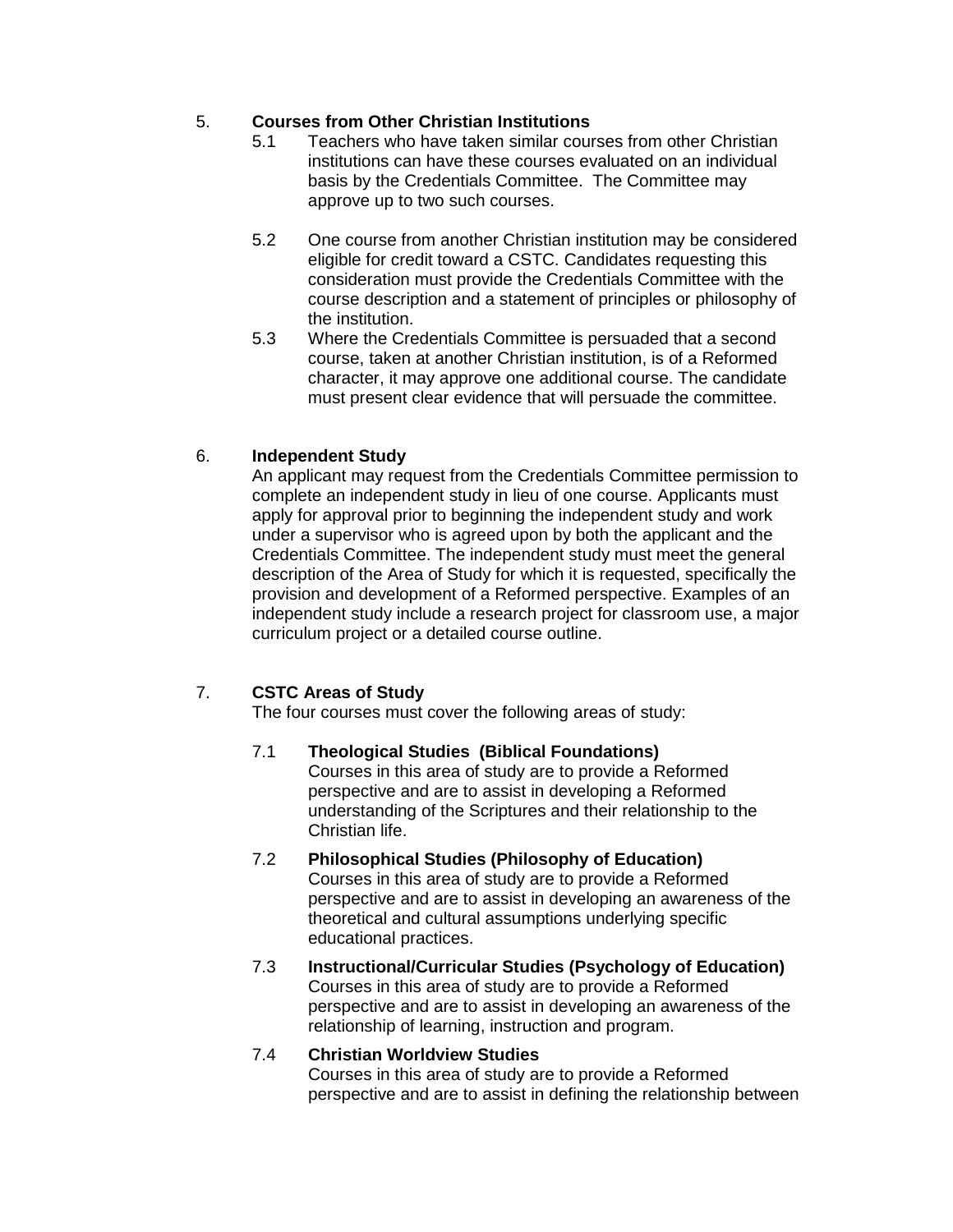## 5. Courses from Other Christian Institutions

5.1 Teachers who have taken similar courses from other Christian institutions can have these courses evaluated on an individual basis by the Credentials Committee. The Committee may approve up to two such courses.

5.2 One course from another Christian institution may be considered eligible for credit toward a CSTC. Candidates requesting this consideration must provide the Credentials Committee with the course description and a statement of principles or philosophy of the institution.

5.3 Where the Credentials Committee is persuaded that a second course, taken at another Christian institution, is of a Reformed character, it may approve one additional course. The candidate must present clear evidence that will persuade the committee.

## 6. Independent Study

An applicant may request from the Credentials Committee permission to complete an independent study in lieu of one course. Applicants must apply for approval prior to beginning the independent study and work under a supervisor who is agreed upon by both the applicant and the Credentials Committee. The independent study must meet the general description of the Area of Study for which it is requested, specifically the provision and development of a Reformed perspective. Examples of an independent study include a research project for classroom use, a major curriculum project or a detailed course outline.

## 7. CSTC Areas of Study

The four courses must cover the following areas of study:

### 7.1 Theological Studies (Biblical Foundations)

Courses in this area of study are to provide a Reformed perspective and are to assist in developing a Reformed understanding of the Scriptures and their relationship to the Christian life.

### 7.2 Philosophical Studies (Philosophy of Education)

Courses in this area of study are to provide a Reformed perspective and are to assist in developing an awareness of the theoretical and cultural assumptions underlying specific educational practices.

### 7.3 Instructional/Curricular Studies (Psychology of Education)

Courses in this area of study are to provide a Reformed perspective and are to assist in developing an awareness of the relationship of learning, instruction and program.

### 7.4 Christian Worldview Studies

Courses in this area of study are to provide a Reformed perspective and are to assist in defining the relationship between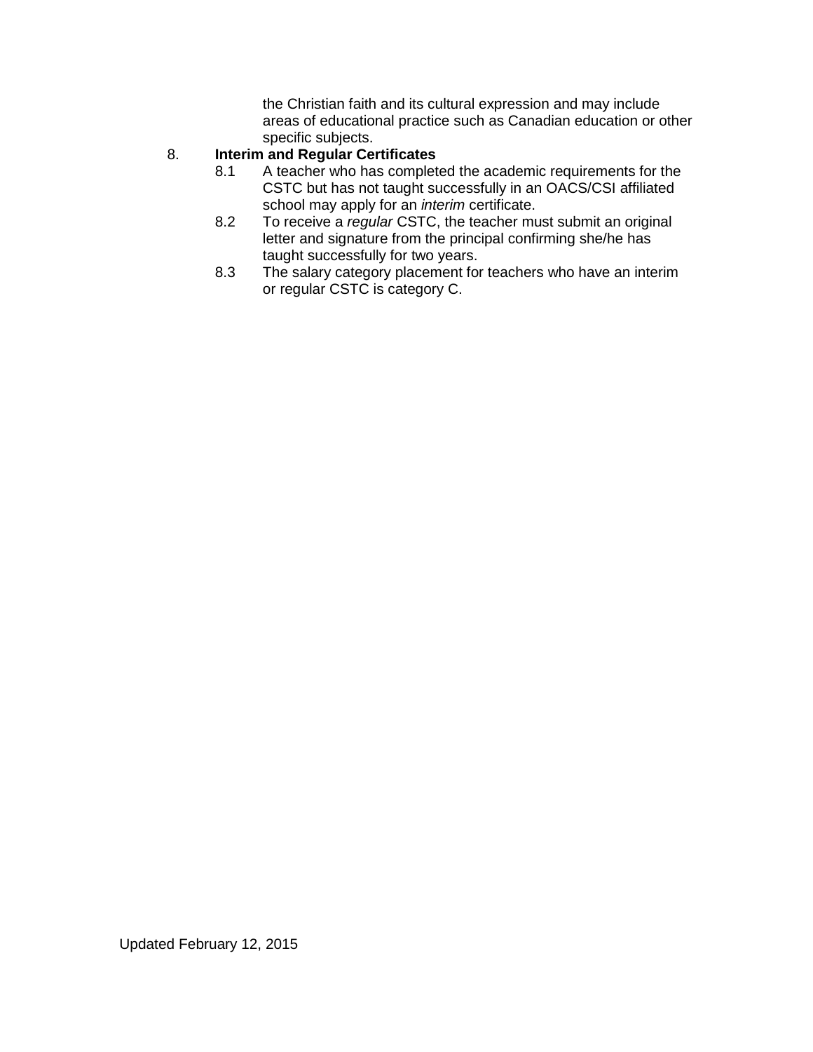the Christian faith and its cultural expression and may include areas of educational practice such as Canadian education or other specific subjects.

8. **Interim and Regular Certificates**
   - 8.1 A teacher who has completed the academic requirements for the CSTC but has not taught successfully in an OACS/CSI affiliated school may apply for an *interim* certificate.
   - 8.2 To receive a *regular* CSTC, the teacher must submit an original letter and signature from the principal confirming she/he has taught successfully for two years.
   - 8.3 The salary category placement for teachers who have an interim or regular CSTC is category C.

Updated February 12, 2015